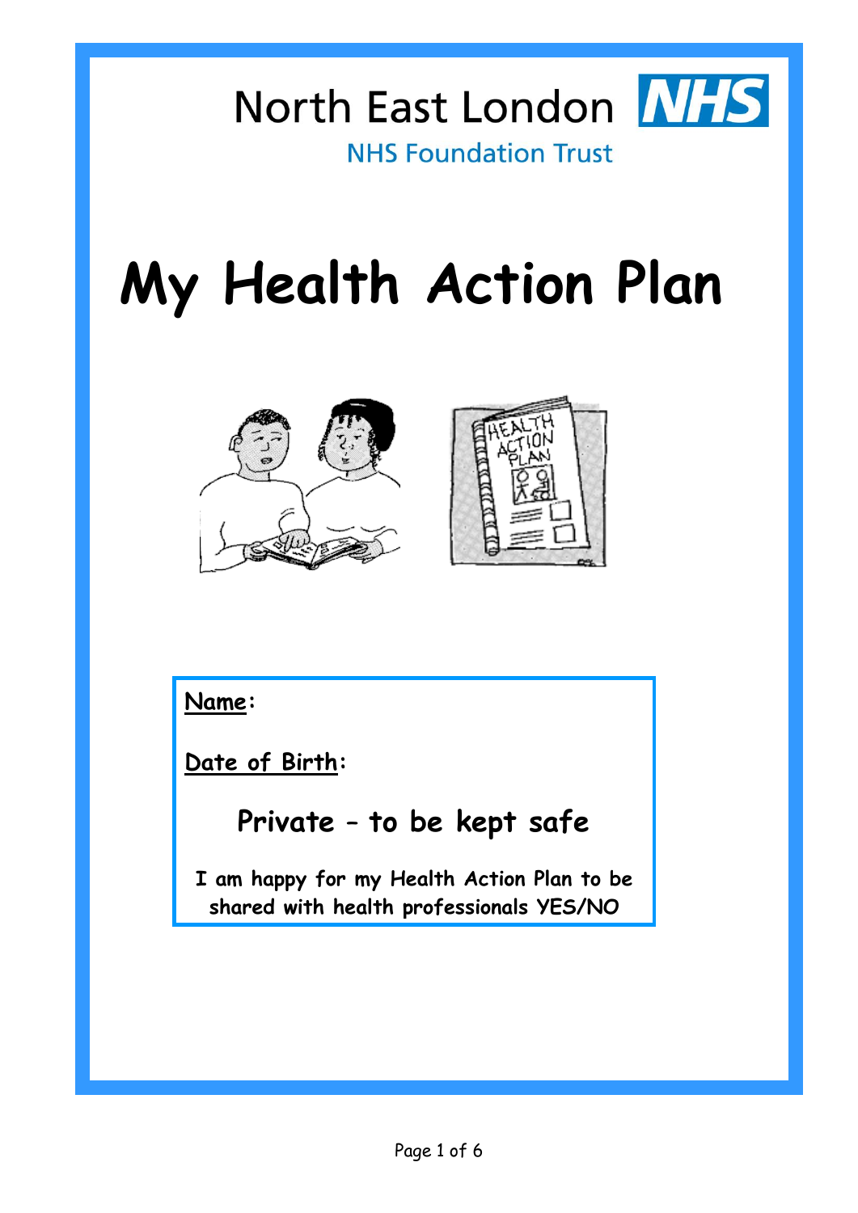North East London NHS

NHS Foundation Trust

# My Health Action Plan

**Name:**

**Date of Birth:**

**Private – to be kept safe**

**I am happy for my Health Action Plan to be shared with health professionals YES/NO**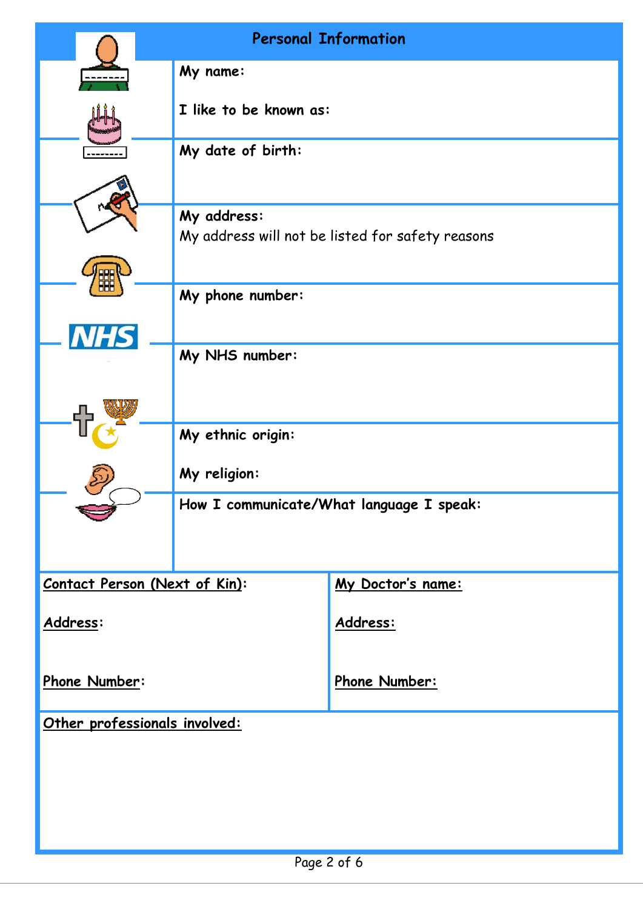## Personal Information

**My name:**

**I like to be known as:**

**My date of birth:**

**My address:**
My address will not be listed for safety reasons

**My phone number:**

**My NHS number:**

**My ethnic origin:**

**My religion:**

**How I communicate/What language I speak:**

| Contact Person (Next of Kin): | My Doctor's name: |
| --- | --- |
| Address: | Address: |
| Phone Number: | Phone Number: |

**Other professionals involved:**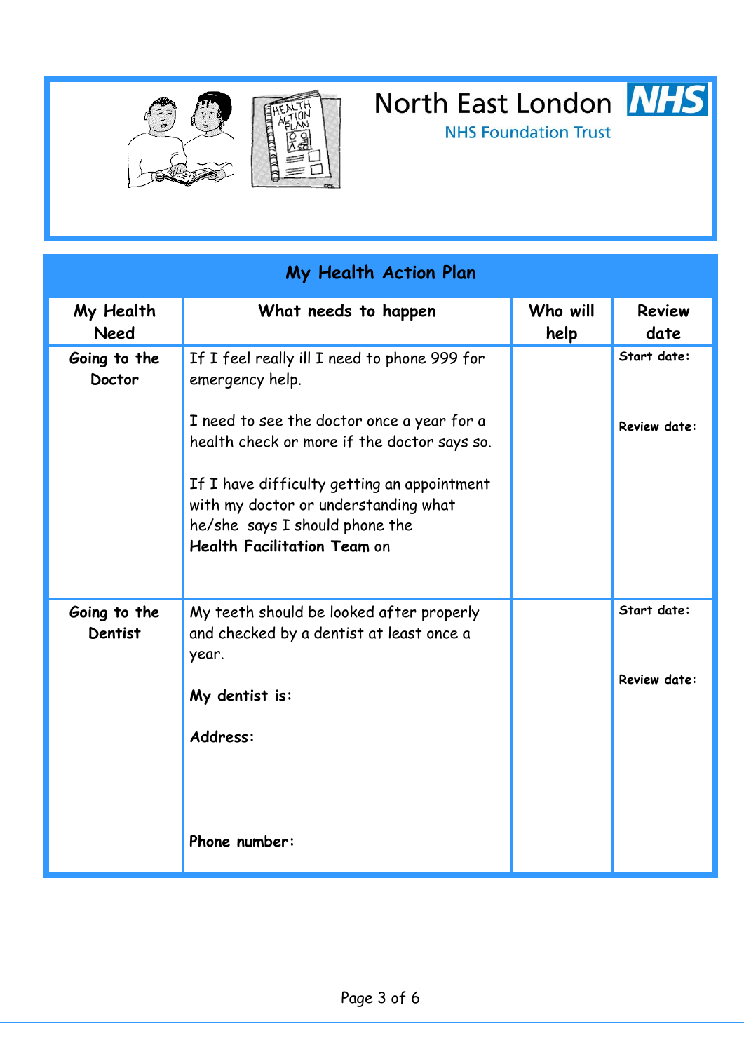North East London **NHS**

NHS Foundation Trust

## My Health Action Plan

| My Health Need | What needs to happen | Who will help | Review date |
| --- | --- | --- | --- |
| **Going to the Doctor** | If I feel really ill I need to phone 999 for emergency help.<br><br>I need to see the doctor once a year for a health check or more if the doctor says so.<br><br>If I have difficulty getting an appointment with my doctor or understanding what he/she says I should phone the **Health Facilitation Team** on | | **Start date:**<br><br>**Review date:** |
| **Going to the Dentist** | My teeth should be looked after properly and checked by a dentist at least once a year.<br><br>**My dentist is:**<br><br>**Address:**<br><br>**Phone number:** | | **Start date:**<br><br>**Review date:** |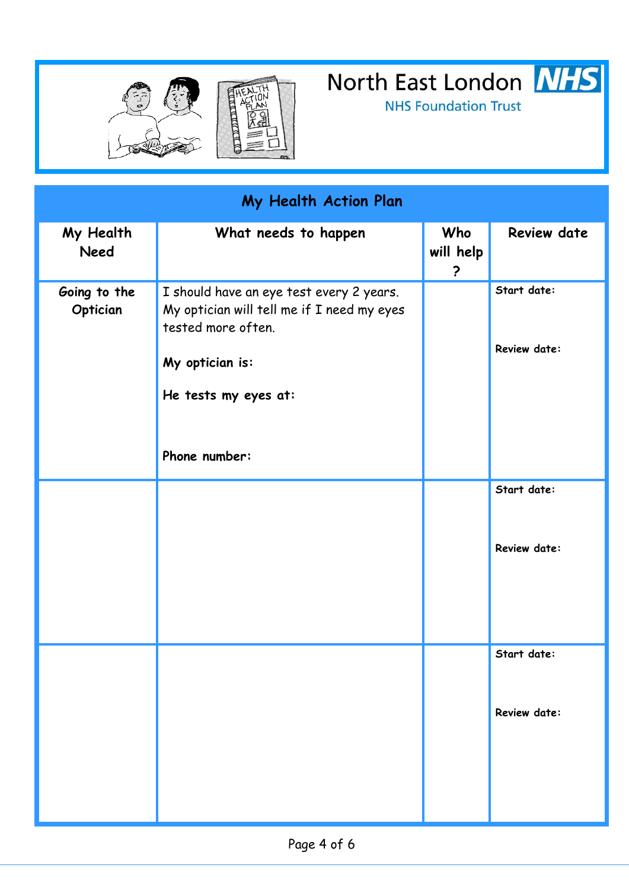North East London NHS

NHS Foundation Trust

## My Health Action Plan

| My Health Need | What needs to happen | Who will help ? | Review date |
|---|---|---|---|
| **Going to the Optician** | I should have an eye test every 2 years. My optician will tell me if I need my eyes tested more often.<br><br>**My optician is:**<br><br>**He tests my eyes at:**<br><br>**Phone number:** | | **Start date:**<br><br>**Review date:** |
| | | | **Start date:**<br><br>**Review date:** |
| | | | **Start date:**<br><br>**Review date:** |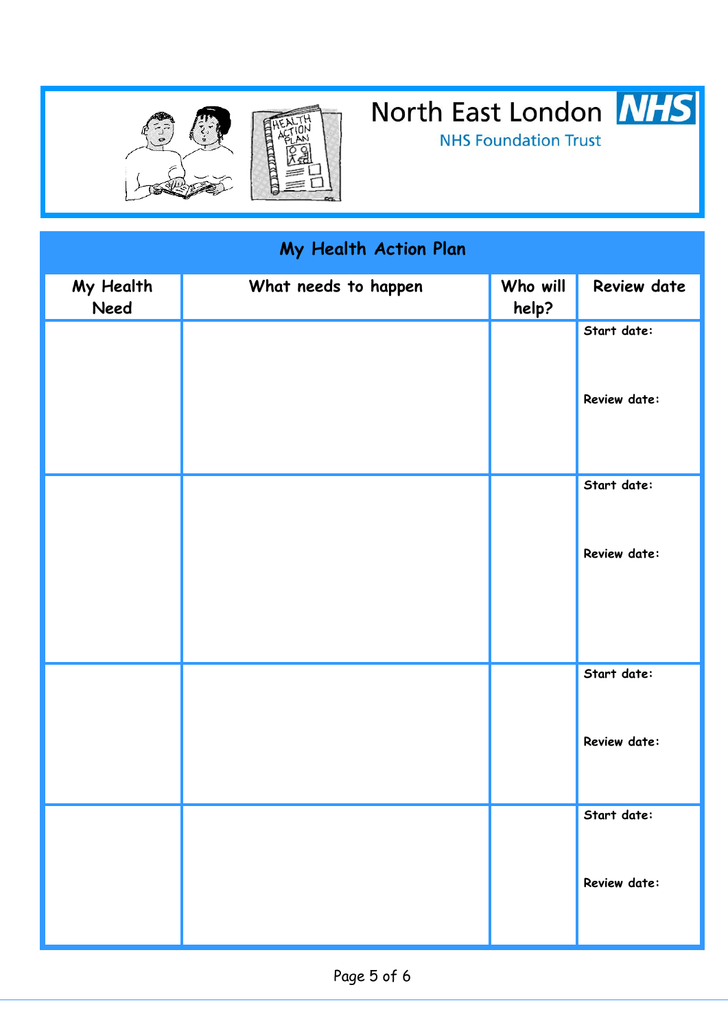North East London NHS

NHS Foundation Trust

## My Health Action Plan

| My Health Need | What needs to happen | Who will help? | Review date |
| --- | --- | --- | --- |
| | | | **Start date:**<br><br>**Review date:** |
| | | | **Start date:**<br><br>**Review date:** |
| | | | **Start date:**<br><br>**Review date:** |
| | | | **Start date:**<br><br>**Review date:** |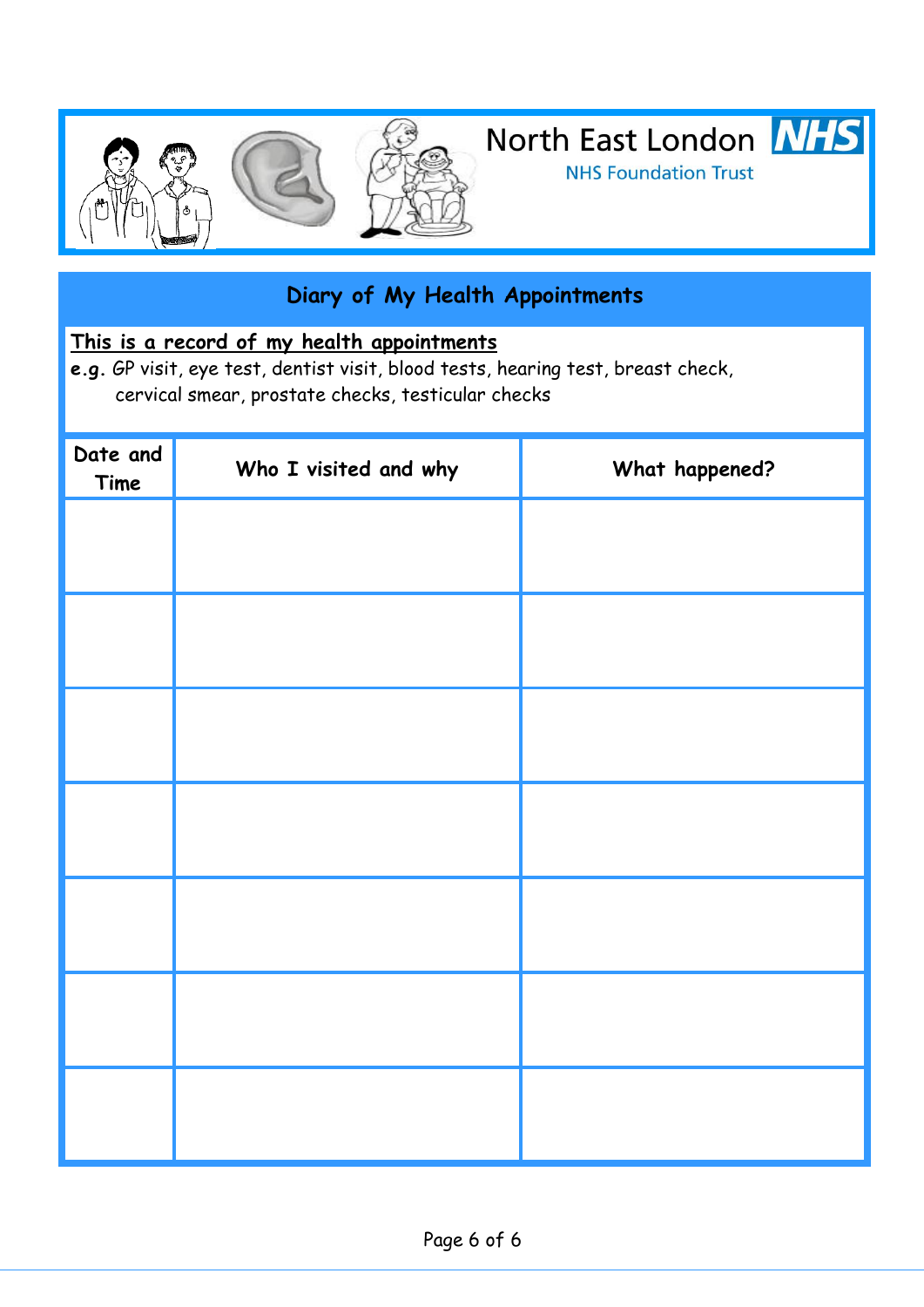North East London **NHS**
NHS Foundation Trust

## Diary of My Health Appointments

**This is a record of my health appointments**

**e.g.** GP visit, eye test, dentist visit, blood tests, hearing test, breast check, cervical smear, prostate checks, testicular checks

| Date and Time | Who I visited and why | What happened? |
| --- | --- | --- |
| | | |
| | | |
| | | |
| | | |
| | | |
| | | |
| | | |